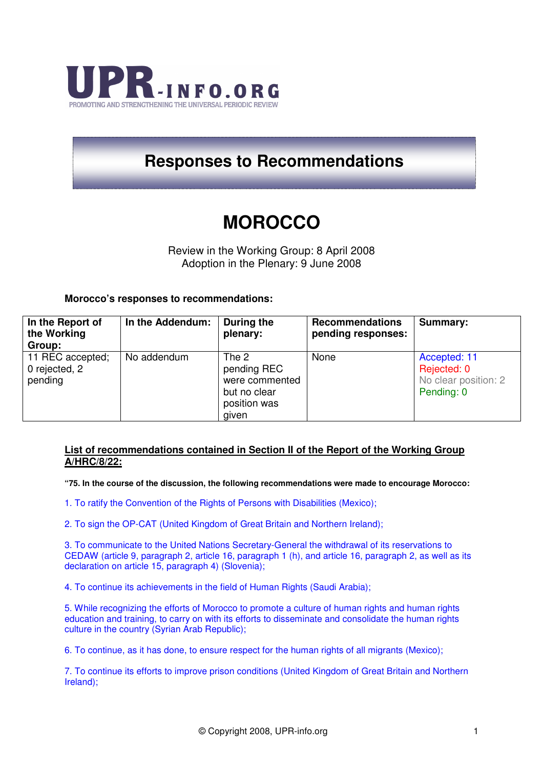UPR-INFO.ORG

PROMOTING AND STRENGTHENING THE UNIVERSAL PERIODIC REVIEW

# Responses to Recommendations

# MOROCCO

Review in the Working Group: 8 April 2008
Adoption in the Plenary: 9 June 2008

**Morocco's responses to recommendations:**

| In the Report of the Working Group: | In the Addendum: | During the plenary: | Recommendations pending responses: | Summary: |
|---|---|---|---|---|
| 11 REC accepted; 0 rejected, 2 pending | No addendum | The 2 pending REC were commented but no clear position was given | None | Accepted: 11<br>Rejected: 0<br>No clear position: 2<br>Pending: 0 |

**List of recommendations contained in Section II of the Report of the Working Group A/HRC/8/22:**

**"75. In the course of the discussion, the following recommendations were made to encourage Morocco:**

1. To ratify the Convention of the Rights of Persons with Disabilities (Mexico);

2. To sign the OP-CAT (United Kingdom of Great Britain and Northern Ireland);

3. To communicate to the United Nations Secretary-General the withdrawal of its reservations to CEDAW (article 9, paragraph 2, article 16, paragraph 1 (h), and article 16, paragraph 2, as well as its declaration on article 15, paragraph 4) (Slovenia);

4. To continue its achievements in the field of Human Rights (Saudi Arabia);

5. While recognizing the efforts of Morocco to promote a culture of human rights and human rights education and training, to carry on with its efforts to disseminate and consolidate the human rights culture in the country (Syrian Arab Republic);

6. To continue, as it has done, to ensure respect for the human rights of all migrants (Mexico);

7. To continue its efforts to improve prison conditions (United Kingdom of Great Britain and Northern Ireland);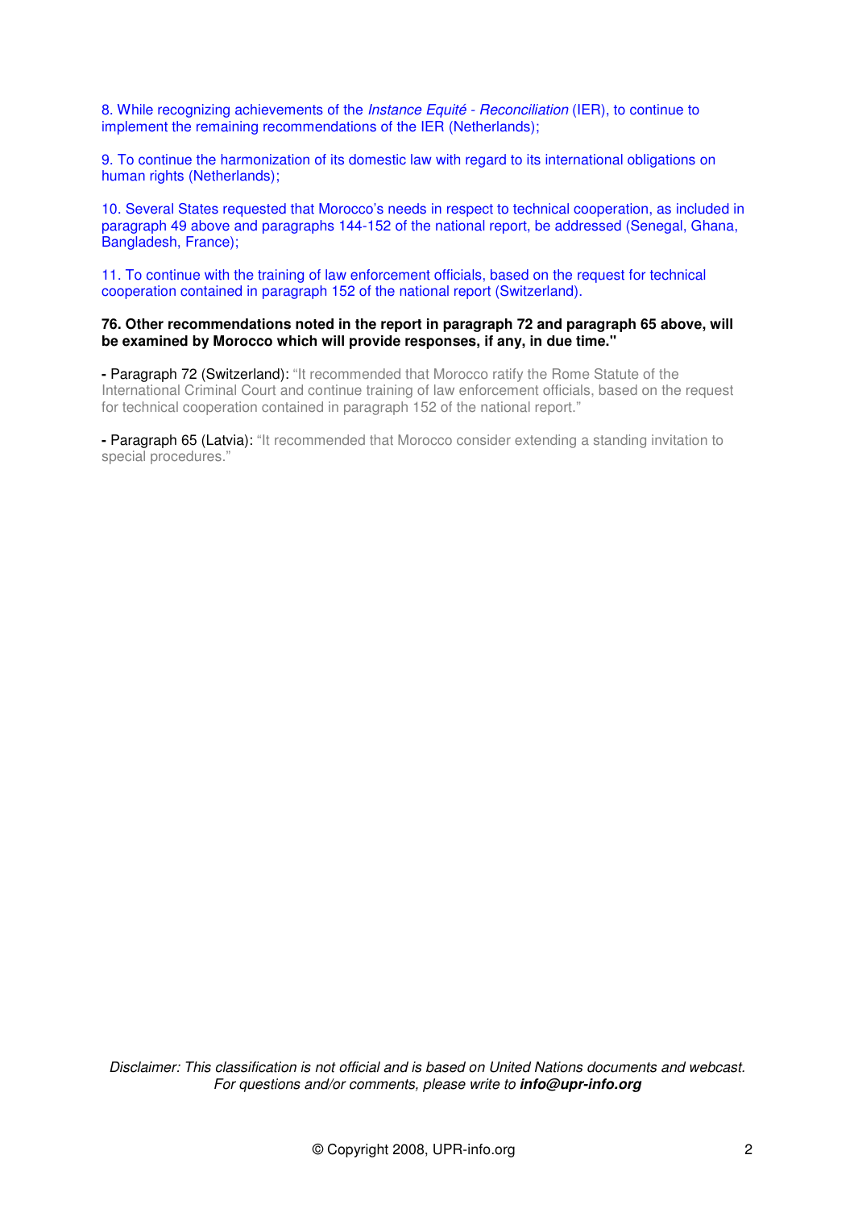8. While recognizing achievements of the *Instance Equité - Reconciliation* (IER), to continue to implement the remaining recommendations of the IER (Netherlands);

9. To continue the harmonization of its domestic law with regard to its international obligations on human rights (Netherlands);

10. Several States requested that Morocco's needs in respect to technical cooperation, as included in paragraph 49 above and paragraphs 144-152 of the national report, be addressed (Senegal, Ghana, Bangladesh, France);

11. To continue with the training of law enforcement officials, based on the request for technical cooperation contained in paragraph 152 of the national report (Switzerland).

**76. Other recommendations noted in the report in paragraph 72 and paragraph 65 above, will be examined by Morocco which will provide responses, if any, in due time."**

**-** Paragraph 72 (Switzerland): "It recommended that Morocco ratify the Rome Statute of the International Criminal Court and continue training of law enforcement officials, based on the request for technical cooperation contained in paragraph 152 of the national report."

**-** Paragraph 65 (Latvia): "It recommended that Morocco consider extending a standing invitation to special procedures."

*Disclaimer: This classification is not official and is based on United Nations documents and webcast. For questions and/or comments, please write to* ***info@upr-info.org***

© Copyright 2008, UPR-info.org